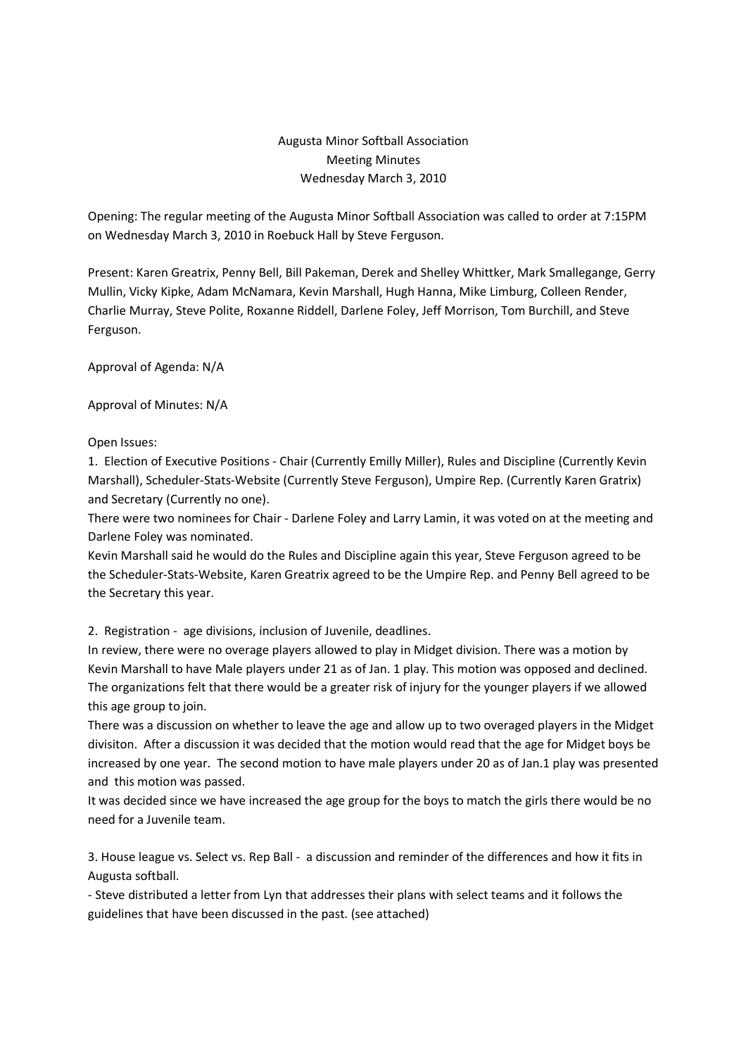Augusta Minor Softball Association
Meeting Minutes
Wednesday March 3, 2010

Opening: The regular meeting of the Augusta Minor Softball Association was called to order at 7:15PM on Wednesday March 3, 2010 in Roebuck Hall by Steve Ferguson.

Present: Karen Greatrix, Penny Bell, Bill Pakeman, Derek and Shelley Whittker, Mark Smallegange, Gerry Mullin, Vicky Kipke, Adam McNamara, Kevin Marshall, Hugh Hanna, Mike Limburg, Colleen Render, Charlie Murray, Steve Polite, Roxanne Riddell, Darlene Foley, Jeff Morrison, Tom Burchill, and Steve Ferguson.

Approval of Agenda: N/A

Approval of Minutes: N/A

Open Issues:

1. Election of Executive Positions - Chair (Currently Emilly Miller), Rules and Discipline (Currently Kevin Marshall), Scheduler-Stats-Website (Currently Steve Ferguson), Umpire Rep. (Currently Karen Gratrix) and Secretary (Currently no one).
There were two nominees for Chair - Darlene Foley and Larry Lamin, it was voted on at the meeting and Darlene Foley was nominated.
Kevin Marshall said he would do the Rules and Discipline again this year, Steve Ferguson agreed to be the Scheduler-Stats-Website, Karen Greatrix agreed to be the Umpire Rep. and Penny Bell agreed to be the Secretary this year.

2. Registration - age divisions, inclusion of Juvenile, deadlines.
In review, there were no overage players allowed to play in Midget division. There was a motion by Kevin Marshall to have Male players under 21 as of Jan. 1 play. This motion was opposed and declined. The organizations felt that there would be a greater risk of injury for the younger players if we allowed this age group to join.
There was a discussion on whether to leave the age and allow up to two overaged players in the Midget divisiton. After a discussion it was decided that the motion would read that the age for Midget boys be increased by one year. The second motion to have male players under 20 as of Jan.1 play was presented and this motion was passed.
It was decided since we have increased the age group for the boys to match the girls there would be no need for a Juvenile team.

3. House league vs. Select vs. Rep Ball - a discussion and reminder of the differences and how it fits in Augusta softball.
- Steve distributed a letter from Lyn that addresses their plans with select teams and it follows the guidelines that have been discussed in the past. (see attached)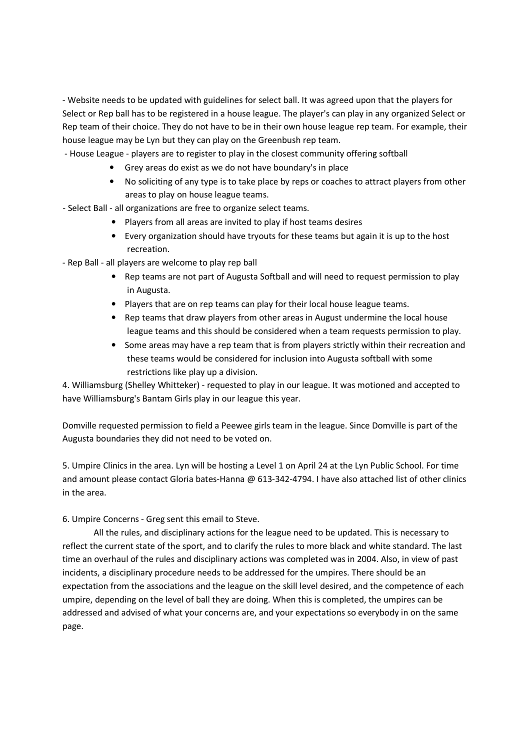- Website needs to be updated with guidelines for select ball. It was agreed upon that the players for Select or Rep ball has to be registered in a house league. The player's can play in any organized Select or Rep team of their choice. They do not have to be in their own house league rep team. For example, their house league may be Lyn but they can play on the Greenbush rep team.

- House League - players are to register to play in the closest community offering softball
  - Grey areas do exist as we do not have boundary's in place
  - No soliciting of any type is to take place by reps or coaches to attract players from other areas to play on house league teams.
- Select Ball - all organizations are free to organize select teams.
  - Players from all areas are invited to play if host teams desires
  - Every organization should have tryouts for these teams but again it is up to the host recreation.
- Rep Ball - all players are welcome to play rep ball
  - Rep teams are not part of Augusta Softball and will need to request permission to play in Augusta.
  - Players that are on rep teams can play for their local house league teams.
  - Rep teams that draw players from other areas in August undermine the local house league teams and this should be considered when a team requests permission to play.
  - Some areas may have a rep team that is from players strictly within their recreation and these teams would be considered for inclusion into Augusta softball with some restrictions like play up a division.

4. Williamsburg (Shelley Whitteker) - requested to play in our league. It was motioned and accepted to have Williamsburg's Bantam Girls play in our league this year.

Domville requested permission to field a Peewee girls team in the league. Since Domville is part of the Augusta boundaries they did not need to be voted on.

5. Umpire Clinics in the area. Lyn will be hosting a Level 1 on April 24 at the Lyn Public School. For time and amount please contact Gloria bates-Hanna @ 613-342-4794. I have also attached list of other clinics in the area.

6. Umpire Concerns - Greg sent this email to Steve.

All the rules, and disciplinary actions for the league need to be updated. This is necessary to reflect the current state of the sport, and to clarify the rules to more black and white standard. The last time an overhaul of the rules and disciplinary actions was completed was in 2004. Also, in view of past incidents, a disciplinary procedure needs to be addressed for the umpires. There should be an expectation from the associations and the league on the skill level desired, and the competence of each umpire, depending on the level of ball they are doing. When this is completed, the umpires can be addressed and advised of what your concerns are, and your expectations so everybody in on the same page.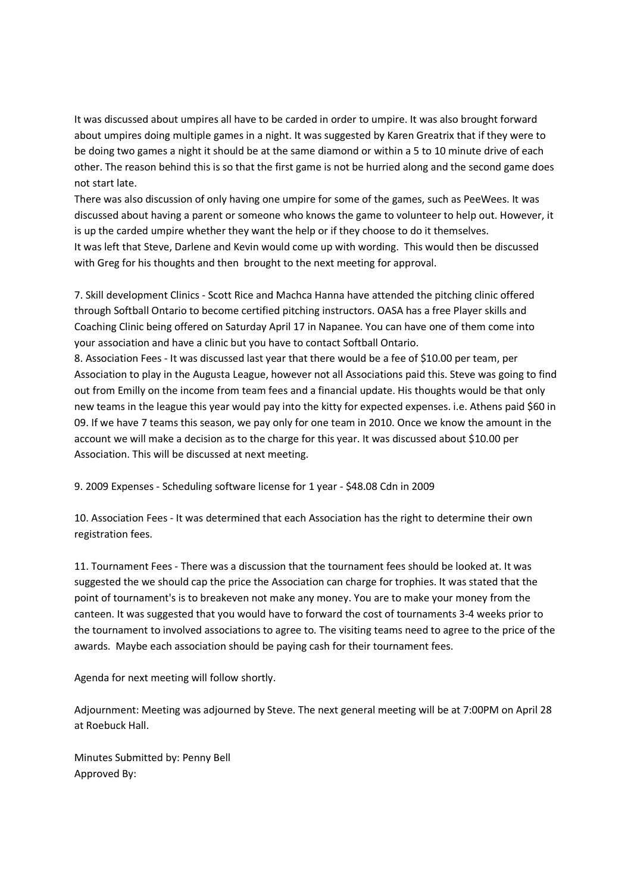It was discussed about umpires all have to be carded in order to umpire. It was also brought forward about umpires doing multiple games in a night. It was suggested by Karen Greatrix that if they were to be doing two games a night it should be at the same diamond or within a 5 to 10 minute drive of each other. The reason behind this is so that the first game is not be hurried along and the second game does not start late.
There was also discussion of only having one umpire for some of the games, such as PeeWees. It was discussed about having a parent or someone who knows the game to volunteer to help out. However, it is up the carded umpire whether they want the help or if they choose to do it themselves.
It was left that Steve, Darlene and Kevin would come up with wording. This would then be discussed with Greg for his thoughts and then brought to the next meeting for approval.

7. Skill development Clinics - Scott Rice and Machca Hanna have attended the pitching clinic offered through Softball Ontario to become certified pitching instructors. OASA has a free Player skills and Coaching Clinic being offered on Saturday April 17 in Napanee. You can have one of them come into your association and have a clinic but you have to contact Softball Ontario.
8. Association Fees - It was discussed last year that there would be a fee of $10.00 per team, per Association to play in the Augusta League, however not all Associations paid this. Steve was going to find out from Emilly on the income from team fees and a financial update. His thoughts would be that only new teams in the league this year would pay into the kitty for expected expenses. i.e. Athens paid $60 in 09. If we have 7 teams this season, we pay only for one team in 2010. Once we know the amount in the account we will make a decision as to the charge for this year. It was discussed about $10.00 per Association. This will be discussed at next meeting.

9. 2009 Expenses - Scheduling software license for 1 year - $48.08 Cdn in 2009

10. Association Fees - It was determined that each Association has the right to determine their own registration fees.

11. Tournament Fees - There was a discussion that the tournament fees should be looked at. It was suggested the we should cap the price the Association can charge for trophies. It was stated that the point of tournament's is to breakeven not make any money. You are to make your money from the canteen. It was suggested that you would have to forward the cost of tournaments 3-4 weeks prior to the tournament to involved associations to agree to. The visiting teams need to agree to the price of the awards. Maybe each association should be paying cash for their tournament fees.

Agenda for next meeting will follow shortly.

Adjournment: Meeting was adjourned by Steve. The next general meeting will be at 7:00PM on April 28 at Roebuck Hall.

Minutes Submitted by: Penny Bell
Approved By: